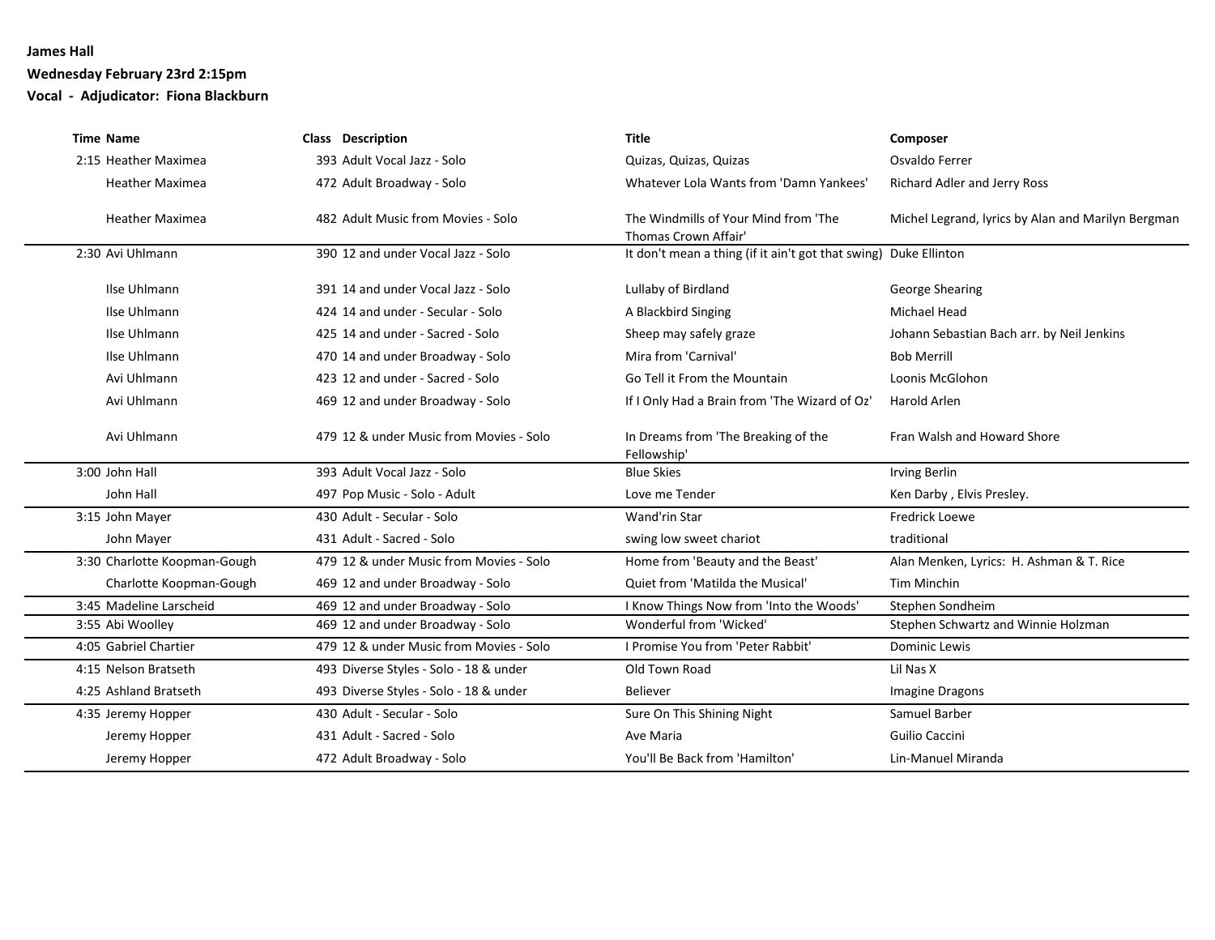**James Hall**

**Wednesday February 23rd 2:15pm**

**Vocal - Adjudicator: Fiona Blackburn**

| Time | Name | Class | Description | Title | Composer |
|---|---|---|---|---|---|
| 2:15 | Heather Maximea | 393 | Adult Vocal Jazz - Solo | Quizas, Quizas, Quizas | Osvaldo Ferrer |
| | Heather Maximea | 472 | Adult Broadway - Solo | Whatever Lola Wants from 'Damn Yankees' | Richard Adler and Jerry Ross |
| | Heather Maximea | 482 | Adult Music from Movies - Solo | The Windmills of Your Mind from 'The Thomas Crown Affair' | Michel Legrand, lyrics by Alan and Marilyn Bergman |
| 2:30 | Avi Uhlmann | 390 | 12 and under Vocal Jazz - Solo | It don't mean a thing (if it ain't got that swing) | Duke Ellinton |
| | Ilse Uhlmann | 391 | 14 and under Vocal Jazz - Solo | Lullaby of Birdland | George Shearing |
| | Ilse Uhlmann | 424 | 14 and under - Secular - Solo | A Blackbird Singing | Michael Head |
| | Ilse Uhlmann | 425 | 14 and under - Sacred - Solo | Sheep may safely graze | Johann Sebastian Bach arr. by Neil Jenkins |
| | Ilse Uhlmann | 470 | 14 and under Broadway - Solo | Mira from 'Carnival' | Bob Merrill |
| | Avi Uhlmann | 423 | 12 and under - Sacred - Solo | Go Tell it From the Mountain | Loonis McGlohon |
| | Avi Uhlmann | 469 | 12 and under Broadway - Solo | If I Only Had a Brain from 'The Wizard of Oz' | Harold Arlen |
| | Avi Uhlmann | 479 | 12 & under Music from Movies - Solo | In Dreams from 'The Breaking of the Fellowship' | Fran Walsh and Howard Shore |
| 3:00 | John Hall | 393 | Adult Vocal Jazz - Solo | Blue Skies | Irving Berlin |
| | John Hall | 497 | Pop Music - Solo - Adult | Love me Tender | Ken Darby , Elvis Presley. |
| 3:15 | John Mayer | 430 | Adult - Secular - Solo | Wand'rin Star | Fredrick Loewe |
| | John Mayer | 431 | Adult - Sacred - Solo | swing low sweet chariot | traditional |
| 3:30 | Charlotte Koopman-Gough | 479 | 12 & under Music from Movies - Solo | Home from 'Beauty and the Beast' | Alan Menken, Lyrics: H. Ashman & T. Rice |
| | Charlotte Koopman-Gough | 469 | 12 and under Broadway - Solo | Quiet from 'Matilda the Musical' | Tim Minchin |
| 3:45 | Madeline Larscheid | 469 | 12 and under Broadway - Solo | I Know Things Now from 'Into the Woods' | Stephen Sondheim |
| 3:55 | Abi Woolley | 469 | 12 and under Broadway - Solo | Wonderful from 'Wicked' | Stephen Schwartz and Winnie Holzman |
| 4:05 | Gabriel Chartier | 479 | 12 & under Music from Movies - Solo | I Promise You from 'Peter Rabbit' | Dominic Lewis |
| 4:15 | Nelson Bratseth | 493 | Diverse Styles - Solo - 18 & under | Old Town Road | Lil Nas X |
| 4:25 | Ashland Bratseth | 493 | Diverse Styles - Solo - 18 & under | Believer | Imagine Dragons |
| 4:35 | Jeremy Hopper | 430 | Adult - Secular - Solo | Sure On This Shining Night | Samuel Barber |
| | Jeremy Hopper | 431 | Adult - Sacred - Solo | Ave Maria | Guilio Caccini |
| | Jeremy Hopper | 472 | Adult Broadway - Solo | You'll Be Back from 'Hamilton' | Lin-Manuel Miranda |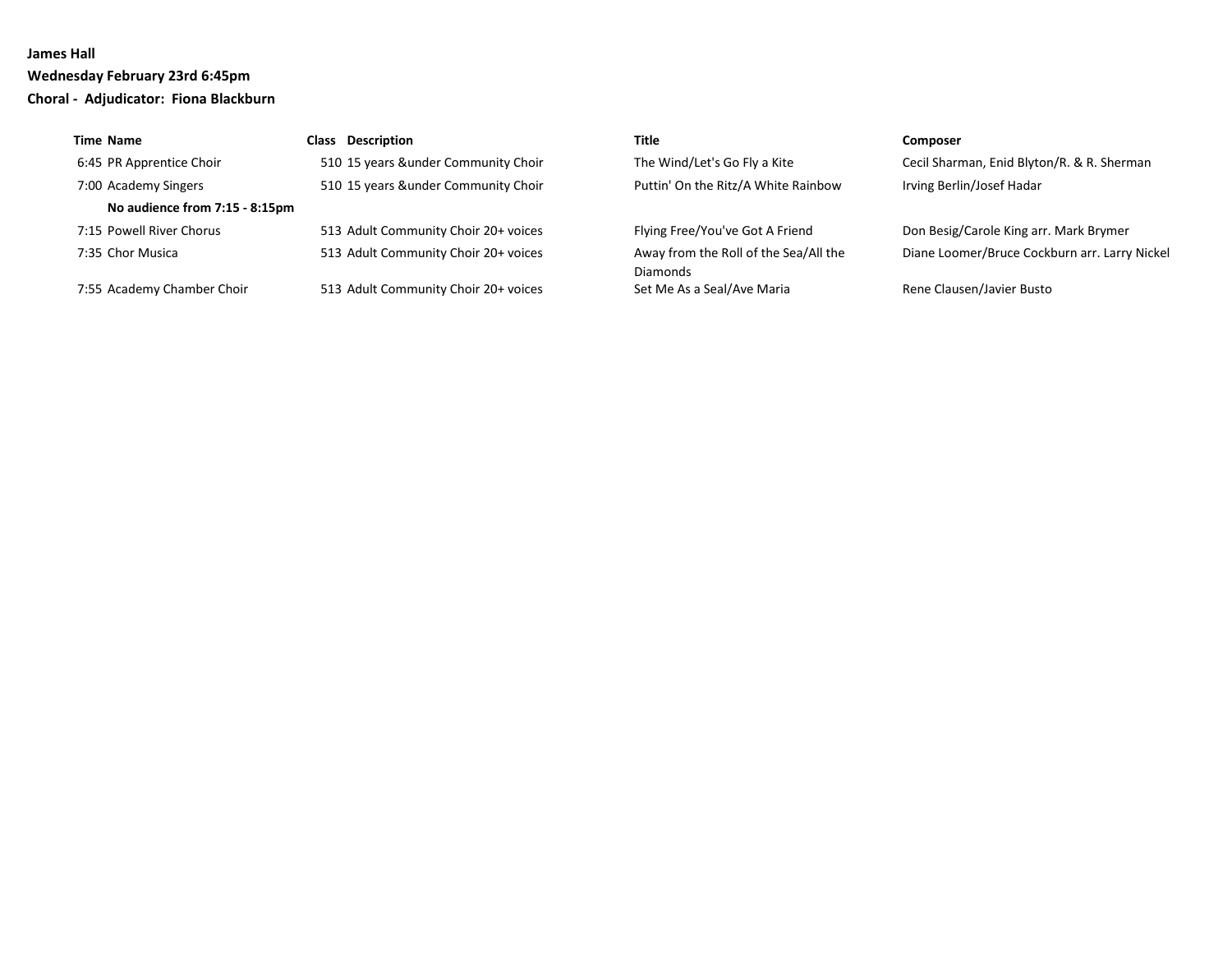**James Hall**

**Wednesday February 23rd 6:45pm**

**Choral - Adjudicator: Fiona Blackburn**

| Time | Name | Class | Description | Title | Composer |
|---|---|---|---|---|---|
| 6:45 | PR Apprentice Choir | 510 | 15 years &under Community Choir | The Wind/Let's Go Fly a Kite | Cecil Sharman, Enid Blyton/R. & R. Sherman |
| 7:00 | Academy Singers | 510 | 15 years &under Community Choir | Puttin' On the Ritz/A White Rainbow | Irving Berlin/Josef Hadar |
| | **No audience from 7:15 - 8:15pm** | | | | |
| 7:15 | Powell River Chorus | 513 | Adult Community Choir 20+ voices | Flying Free/You've Got A Friend | Don Besig/Carole King arr. Mark Brymer |
| 7:35 | Chor Musica | 513 | Adult Community Choir 20+ voices | Away from the Roll of the Sea/All the Diamonds | Diane Loomer/Bruce Cockburn arr. Larry Nickel |
| 7:55 | Academy Chamber Choir | 513 | Adult Community Choir 20+ voices | Set Me As a Seal/Ave Maria | Rene Clausen/Javier Busto |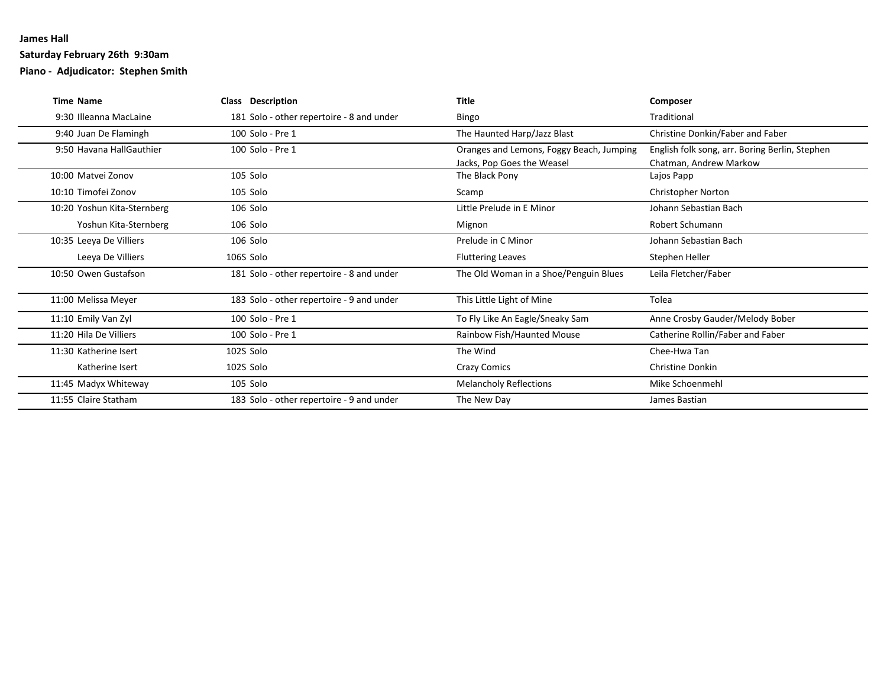**James Hall**

**Saturday February 26th 9:30am**

**Piano - Adjudicator: Stephen Smith**

| Time | Name | Class | Description | Title | Composer |
|---|---|---|---|---|---|
| 9:30 | Illeanna MacLaine | 181 | Solo - other repertoire - 8 and under | Bingo | Traditional |
| 9:40 | Juan De Flamingh | 100 | Solo - Pre 1 | The Haunted Harp/Jazz Blast | Christine Donkin/Faber and Faber |
| 9:50 | Havana HallGauthier | 100 | Solo - Pre 1 | Oranges and Lemons, Foggy Beach, Jumping Jacks, Pop Goes the Weasel | English folk song, arr. Boring Berlin, Stephen Chatman, Andrew Markow |
| 10:00 | Matvei Zonov | 105 | Solo | The Black Pony | Lajos Papp |
| 10:10 | Timofei Zonov | 105 | Solo | Scamp | Christopher Norton |
| 10:20 | Yoshun Kita-Sternberg | 106 | Solo | Little Prelude in E Minor | Johann Sebastian Bach |
| | Yoshun Kita-Sternberg | 106 | Solo | Mignon | Robert Schumann |
| 10:35 | Leeya De Villiers | 106 | Solo | Prelude in C Minor | Johann Sebastian Bach |
| | Leeya De Villiers | 106S | Solo | Fluttering Leaves | Stephen Heller |
| 10:50 | Owen Gustafson | 181 | Solo - other repertoire - 8 and under | The Old Woman in a Shoe/Penguin Blues | Leila Fletcher/Faber |
| 11:00 | Melissa Meyer | 183 | Solo - other repertoire - 9 and under | This Little Light of Mine | Tolea |
| 11:10 | Emily Van Zyl | 100 | Solo - Pre 1 | To Fly Like An Eagle/Sneaky Sam | Anne Crosby Gauder/Melody Bober |
| 11:20 | Hila De Villiers | 100 | Solo - Pre 1 | Rainbow Fish/Haunted Mouse | Catherine Rollin/Faber and Faber |
| 11:30 | Katherine Isert | 102S | Solo | The Wind | Chee-Hwa Tan |
| | Katherine Isert | 102S | Solo | Crazy Comics | Christine Donkin |
| 11:45 | Madyx Whiteway | 105 | Solo | Melancholy Reflections | Mike Schoenmehl |
| 11:55 | Claire Statham | 183 | Solo - other repertoire - 9 and under | The New Day | James Bastian |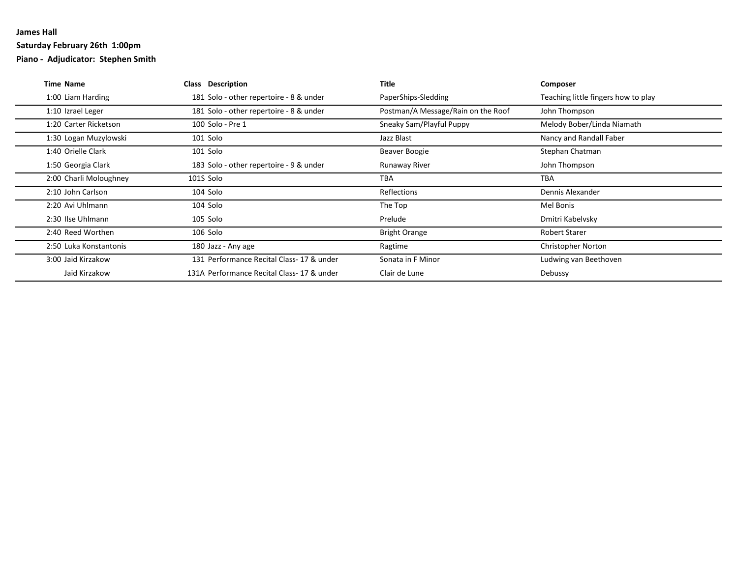**James Hall**

**Saturday February 26th 1:00pm**

**Piano - Adjudicator: Stephen Smith**

| Time | Name | Class | Description | Title | Composer |
|---|---|---|---|---|---|
| 1:00 | Liam Harding | 181 | Solo - other repertoire - 8 & under | PaperShips-Sledding | Teaching little fingers how to play |
| 1:10 | Izrael Leger | 181 | Solo - other repertoire - 8 & under | Postman/A Message/Rain on the Roof | John Thompson |
| 1:20 | Carter Ricketson | 100 | Solo - Pre 1 | Sneaky Sam/Playful Puppy | Melody Bober/Linda Niamath |
| 1:30 | Logan Muzylowski | 101 | Solo | Jazz Blast | Nancy and Randall Faber |
| 1:40 | Orielle Clark | 101 | Solo | Beaver Boogie | Stephan Chatman |
| 1:50 | Georgia Clark | 183 | Solo - other repertoire - 9 & under | Runaway River | John Thompson |
| 2:00 | Charli Moloughney | 101S | Solo | TBA | TBA |
| 2:10 | John Carlson | 104 | Solo | Reflections | Dennis Alexander |
| 2:20 | Avi Uhlmann | 104 | Solo | The Top | Mel Bonis |
| 2:30 | Ilse Uhlmann | 105 | Solo | Prelude | Dmitri Kabelvsky |
| 2:40 | Reed Worthen | 106 | Solo | Bright Orange | Robert Starer |
| 2:50 | Luka Konstantonis | 180 | Jazz - Any age | Ragtime | Christopher Norton |
| 3:00 | Jaid Kirzakow | 131 | Performance Recital Class- 17 & under | Sonata in F Minor | Ludwing van Beethoven |
| | Jaid Kirzakow | 131A | Performance Recital Class- 17 & under | Clair de Lune | Debussy |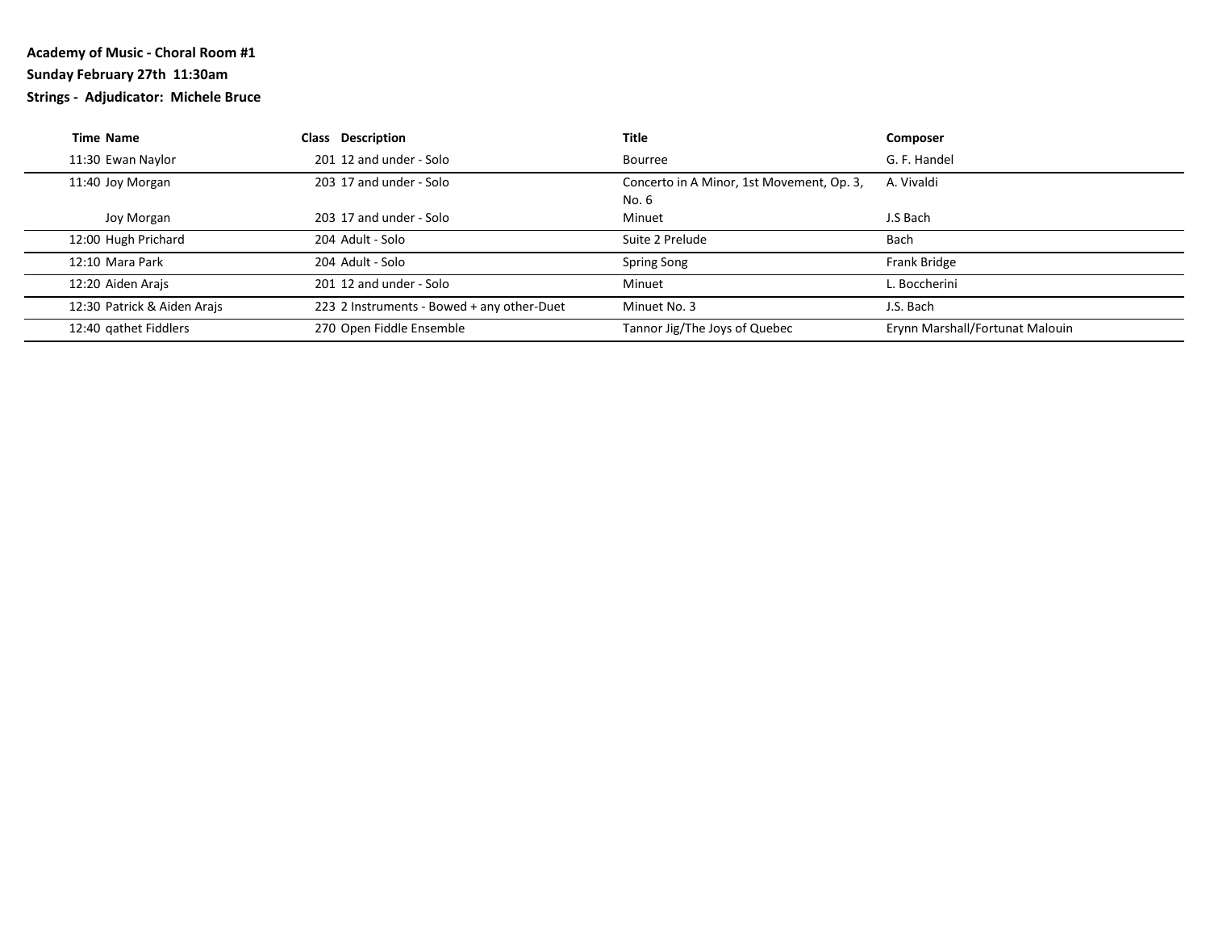**Academy of Music - Choral Room #1**

**Sunday February 27th 11:30am**

**Strings - Adjudicator: Michele Bruce**

| Time | Name | Class | Description | Title | Composer |
|---|---|---|---|---|---|
| 11:30 | Ewan Naylor | 201 | 12 and under - Solo | Bourree | G. F. Handel |
| 11:40 | Joy Morgan | 203 | 17 and under - Solo | Concerto in A Minor, 1st Movement, Op. 3, No. 6 | A. Vivaldi |
| | Joy Morgan | 203 | 17 and under - Solo | Minuet | J.S Bach |
| 12:00 | Hugh Prichard | 204 | Adult - Solo | Suite 2 Prelude | Bach |
| 12:10 | Mara Park | 204 | Adult - Solo | Spring Song | Frank Bridge |
| 12:20 | Aiden Arajs | 201 | 12 and under - Solo | Minuet | L. Boccherini |
| 12:30 | Patrick & Aiden Arajs | 223 | 2 Instruments - Bowed + any other-Duet | Minuet No. 3 | J.S. Bach |
| 12:40 | qathet Fiddlers | 270 | Open Fiddle Ensemble | Tannor Jig/The Joys of Quebec | Erynn Marshall/Fortunat Malouin |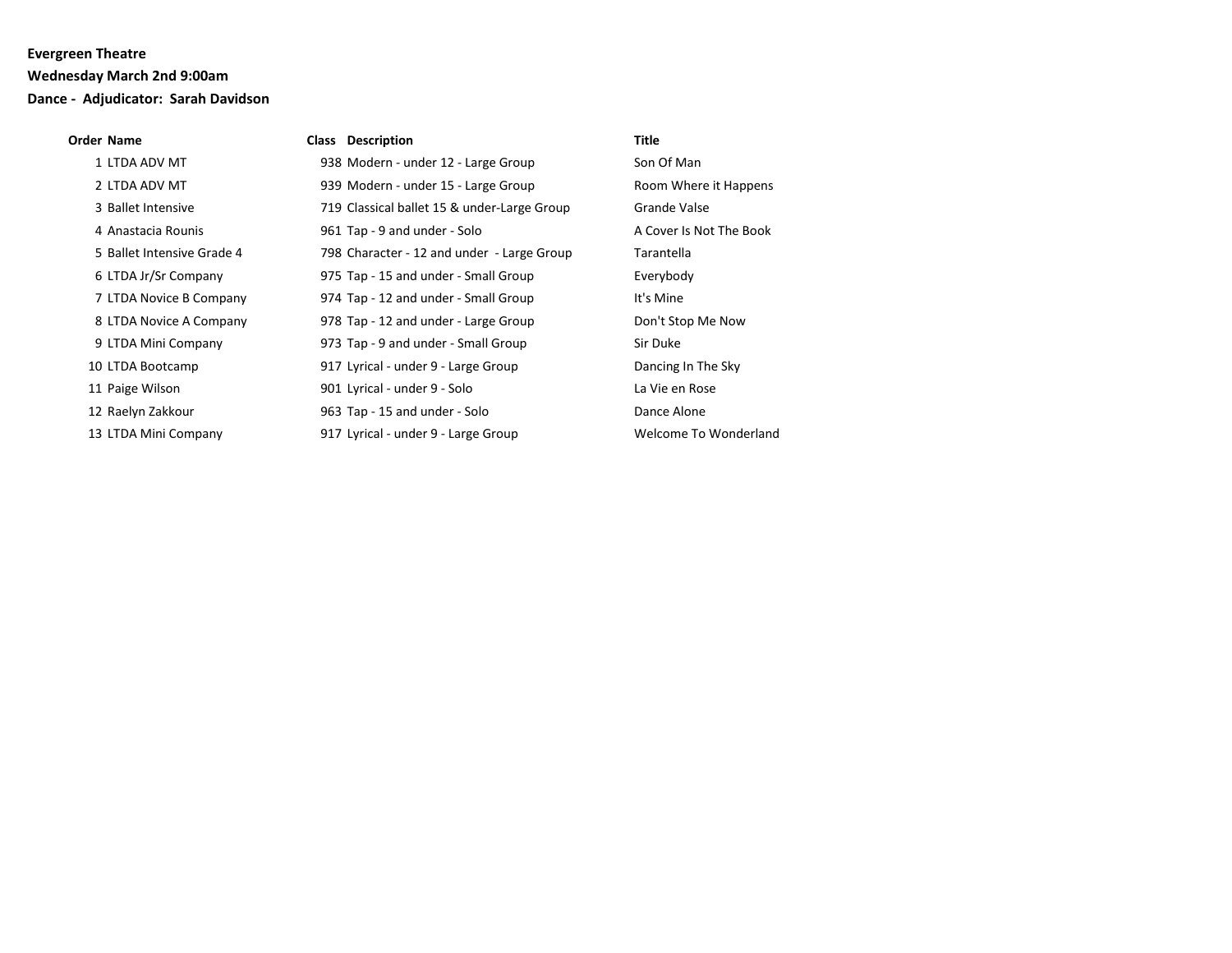**Evergreen Theatre**

**Wednesday March 2nd 9:00am**

**Dance - Adjudicator: Sarah Davidson**

| Order | Name | Class | Description | Title |
|---|---|---|---|---|
| 1 | LTDA ADV MT | 938 | Modern - under 12 - Large Group | Son Of Man |
| 2 | LTDA ADV MT | 939 | Modern - under 15 - Large Group | Room Where it Happens |
| 3 | Ballet Intensive | 719 | Classical ballet 15 & under-Large Group | Grande Valse |
| 4 | Anastacia Rounis | 961 | Tap - 9 and under - Solo | A Cover Is Not The Book |
| 5 | Ballet Intensive Grade 4 | 798 | Character - 12 and under - Large Group | Tarantella |
| 6 | LTDA Jr/Sr Company | 975 | Tap - 15 and under - Small Group | Everybody |
| 7 | LTDA Novice B Company | 974 | Tap - 12 and under - Small Group | It's Mine |
| 8 | LTDA Novice A Company | 978 | Tap - 12 and under - Large Group | Don't Stop Me Now |
| 9 | LTDA Mini Company | 973 | Tap - 9 and under - Small Group | Sir Duke |
| 10 | LTDA Bootcamp | 917 | Lyrical - under 9 - Large Group | Dancing In The Sky |
| 11 | Paige Wilson | 901 | Lyrical - under 9 - Solo | La Vie en Rose |
| 12 | Raelyn Zakkour | 963 | Tap - 15 and under - Solo | Dance Alone |
| 13 | LTDA Mini Company | 917 | Lyrical - under 9 - Large Group | Welcome To Wonderland |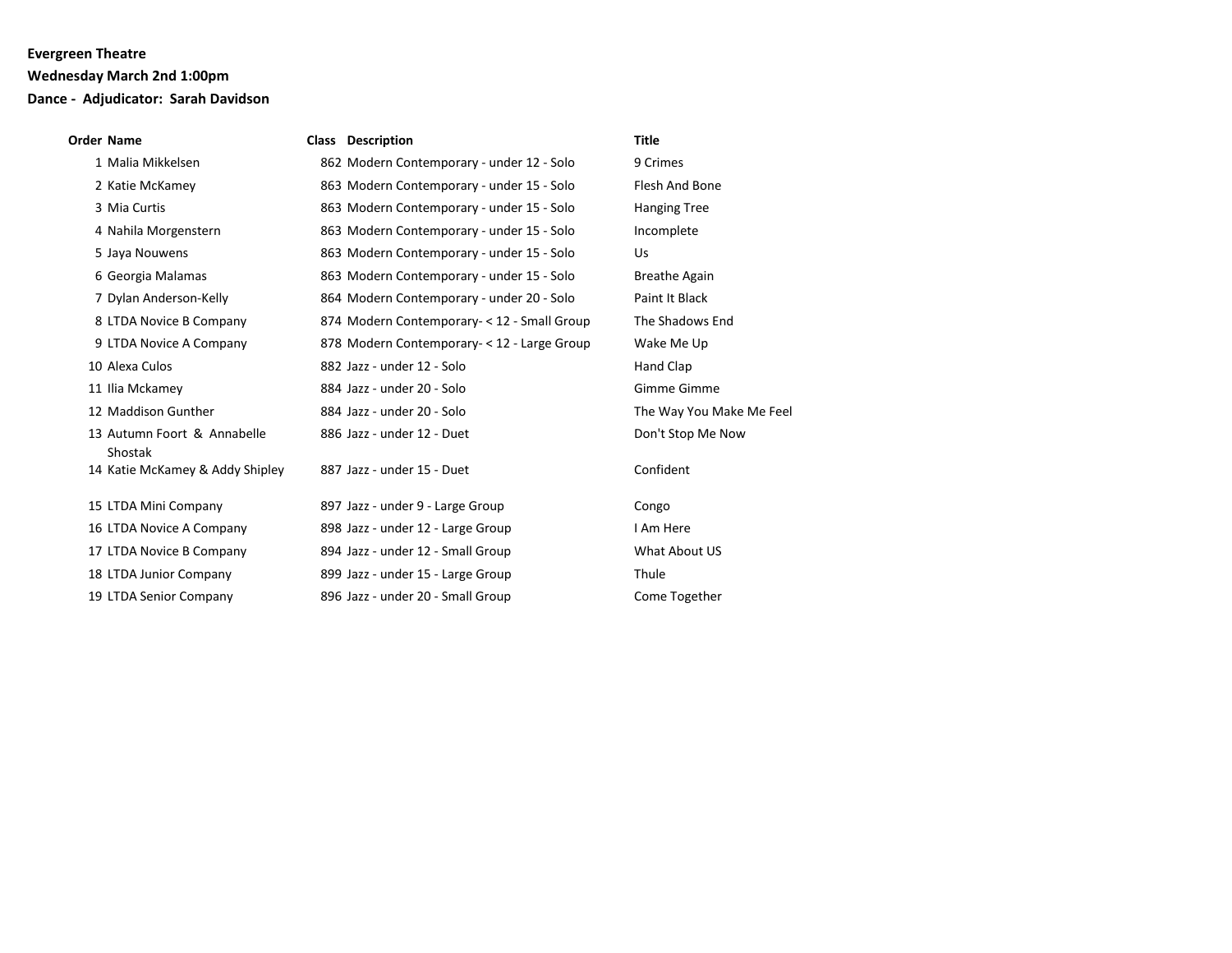**Evergreen Theatre**

**Wednesday March 2nd 1:00pm**

**Dance - Adjudicator: Sarah Davidson**

| Order | Name | Class | Description | Title |
|---|---|---|---|---|
| 1 | Malia Mikkelsen | 862 | Modern Contemporary - under 12 - Solo | 9 Crimes |
| 2 | Katie McKamey | 863 | Modern Contemporary - under 15 - Solo | Flesh And Bone |
| 3 | Mia Curtis | 863 | Modern Contemporary - under 15 - Solo | Hanging Tree |
| 4 | Nahila Morgenstern | 863 | Modern Contemporary - under 15 - Solo | Incomplete |
| 5 | Jaya Nouwens | 863 | Modern Contemporary - under 15 - Solo | Us |
| 6 | Georgia Malamas | 863 | Modern Contemporary - under 15 - Solo | Breathe Again |
| 7 | Dylan Anderson-Kelly | 864 | Modern Contemporary - under 20 - Solo | Paint It Black |
| 8 | LTDA Novice B Company | 874 | Modern Contemporary- < 12 - Small Group | The Shadows End |
| 9 | LTDA Novice A Company | 878 | Modern Contemporary- < 12 - Large Group | Wake Me Up |
| 10 | Alexa Culos | 882 | Jazz - under 12 - Solo | Hand Clap |
| 11 | Ilia Mckamey | 884 | Jazz - under 20 - Solo | Gimme Gimme |
| 12 | Maddison Gunther | 884 | Jazz - under 20 - Solo | The Way You Make Me Feel |
| 13 | Autumn Foort & Annabelle Shostak | 886 | Jazz - under 12 - Duet | Don't Stop Me Now |
| 14 | Katie McKamey & Addy Shipley | 887 | Jazz - under 15 - Duet | Confident |
| 15 | LTDA Mini Company | 897 | Jazz - under 9 - Large Group | Congo |
| 16 | LTDA Novice A Company | 898 | Jazz - under 12 - Large Group | I Am Here |
| 17 | LTDA Novice B Company | 894 | Jazz - under 12 - Small Group | What About US |
| 18 | LTDA Junior Company | 899 | Jazz - under 15 - Large Group | Thule |
| 19 | LTDA Senior Company | 896 | Jazz - under 20 - Small Group | Come Together |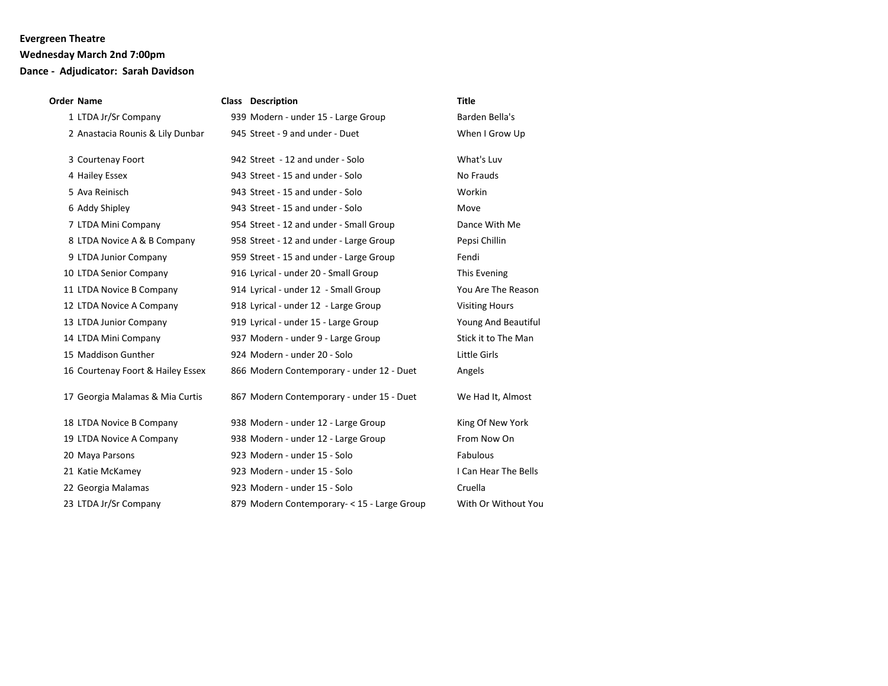**Evergreen Theatre**

**Wednesday March 2nd 7:00pm**

**Dance - Adjudicator: Sarah Davidson**

| Order | Name | Class | Description | Title |
|---|---|---|---|---|
| 1 | LTDA Jr/Sr Company | 939 | Modern - under 15 - Large Group | Barden Bella's |
| 2 | Anastacia Rounis & Lily Dunbar | 945 | Street - 9 and under - Duet | When I Grow Up |
| 3 | Courtenay Foort | 942 | Street - 12 and under - Solo | What's Luv |
| 4 | Hailey Essex | 943 | Street - 15 and under - Solo | No Frauds |
| 5 | Ava Reinisch | 943 | Street - 15 and under - Solo | Workin |
| 6 | Addy Shipley | 943 | Street - 15 and under - Solo | Move |
| 7 | LTDA Mini Company | 954 | Street - 12 and under - Small Group | Dance With Me |
| 8 | LTDA Novice A & B Company | 958 | Street - 12 and under - Large Group | Pepsi Chillin |
| 9 | LTDA Junior Company | 959 | Street - 15 and under - Large Group | Fendi |
| 10 | LTDA Senior Company | 916 | Lyrical - under 20 - Small Group | This Evening |
| 11 | LTDA Novice B Company | 914 | Lyrical - under 12 - Small Group | You Are The Reason |
| 12 | LTDA Novice A Company | 918 | Lyrical - under 12 - Large Group | Visiting Hours |
| 13 | LTDA Junior Company | 919 | Lyrical - under 15 - Large Group | Young And Beautiful |
| 14 | LTDA Mini Company | 937 | Modern - under 9 - Large Group | Stick it to The Man |
| 15 | Maddison Gunther | 924 | Modern - under 20 - Solo | Little Girls |
| 16 | Courtenay Foort & Hailey Essex | 866 | Modern Contemporary - under 12 - Duet | Angels |
| 17 | Georgia Malamas & Mia Curtis | 867 | Modern Contemporary - under 15 - Duet | We Had It, Almost |
| 18 | LTDA Novice B Company | 938 | Modern - under 12 - Large Group | King Of New York |
| 19 | LTDA Novice A Company | 938 | Modern - under 12 - Large Group | From Now On |
| 20 | Maya Parsons | 923 | Modern - under 15 - Solo | Fabulous |
| 21 | Katie McKamey | 923 | Modern - under 15 - Solo | I Can Hear The Bells |
| 22 | Georgia Malamas | 923 | Modern - under 15 - Solo | Cruella |
| 23 | LTDA Jr/Sr Company | 879 | Modern Contemporary- < 15 - Large Group | With Or Without You |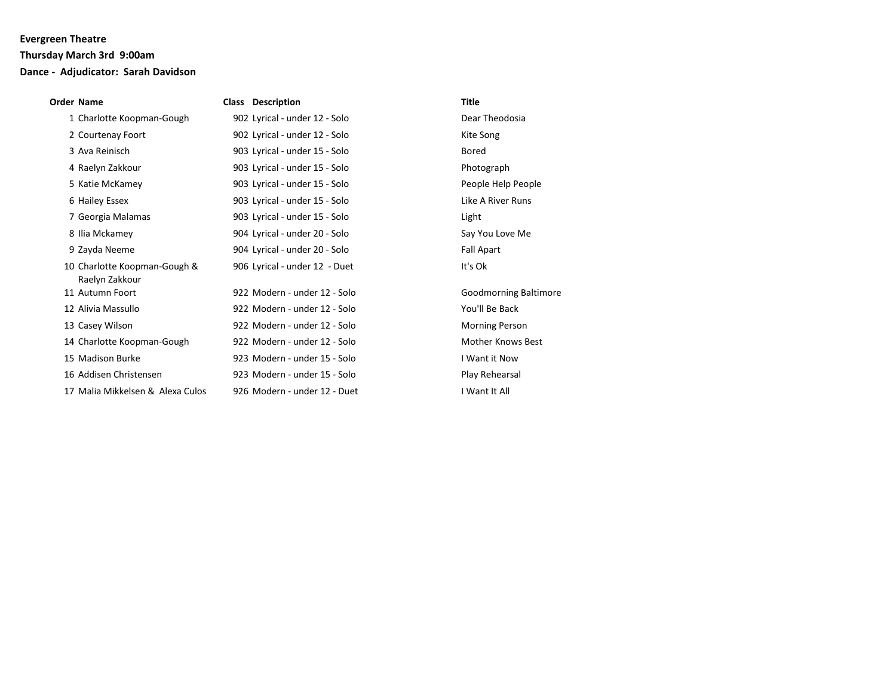**Evergreen Theatre**

**Thursday March 3rd  9:00am**

**Dance -  Adjudicator:  Sarah Davidson**

| Order | Name | Class | Description | Title |
|---|---|---|---|---|
| 1 | Charlotte Koopman-Gough | 902 | Lyrical - under 12 - Solo | Dear Theodosia |
| 2 | Courtenay Foort | 902 | Lyrical - under 12 - Solo | Kite Song |
| 3 | Ava Reinisch | 903 | Lyrical - under 15 - Solo | Bored |
| 4 | Raelyn Zakkour | 903 | Lyrical - under 15 - Solo | Photograph |
| 5 | Katie McKamey | 903 | Lyrical - under 15 - Solo | People Help People |
| 6 | Hailey Essex | 903 | Lyrical - under 15 - Solo | Like A River Runs |
| 7 | Georgia Malamas | 903 | Lyrical - under 15 - Solo | Light |
| 8 | Ilia Mckamey | 904 | Lyrical - under 20 - Solo | Say You Love Me |
| 9 | Zayda Neeme | 904 | Lyrical - under 20 - Solo | Fall Apart |
| 10 | Charlotte Koopman-Gough & Raelyn Zakkour | 906 | Lyrical - under 12  - Duet | It's Ok |
| 11 | Autumn Foort | 922 | Modern - under 12 - Solo | Goodmorning Baltimore |
| 12 | Alivia Massullo | 922 | Modern - under 12 - Solo | You'll Be Back |
| 13 | Casey Wilson | 922 | Modern - under 12 - Solo | Morning Person |
| 14 | Charlotte Koopman-Gough | 922 | Modern - under 12 - Solo | Mother Knows Best |
| 15 | Madison Burke | 923 | Modern - under 15 - Solo | I Want it Now |
| 16 | Addisen Christensen | 923 | Modern - under 15 - Solo | Play Rehearsal |
| 17 | Malia Mikkelsen &  Alexa Culos | 926 | Modern - under 12 - Duet | I Want It All |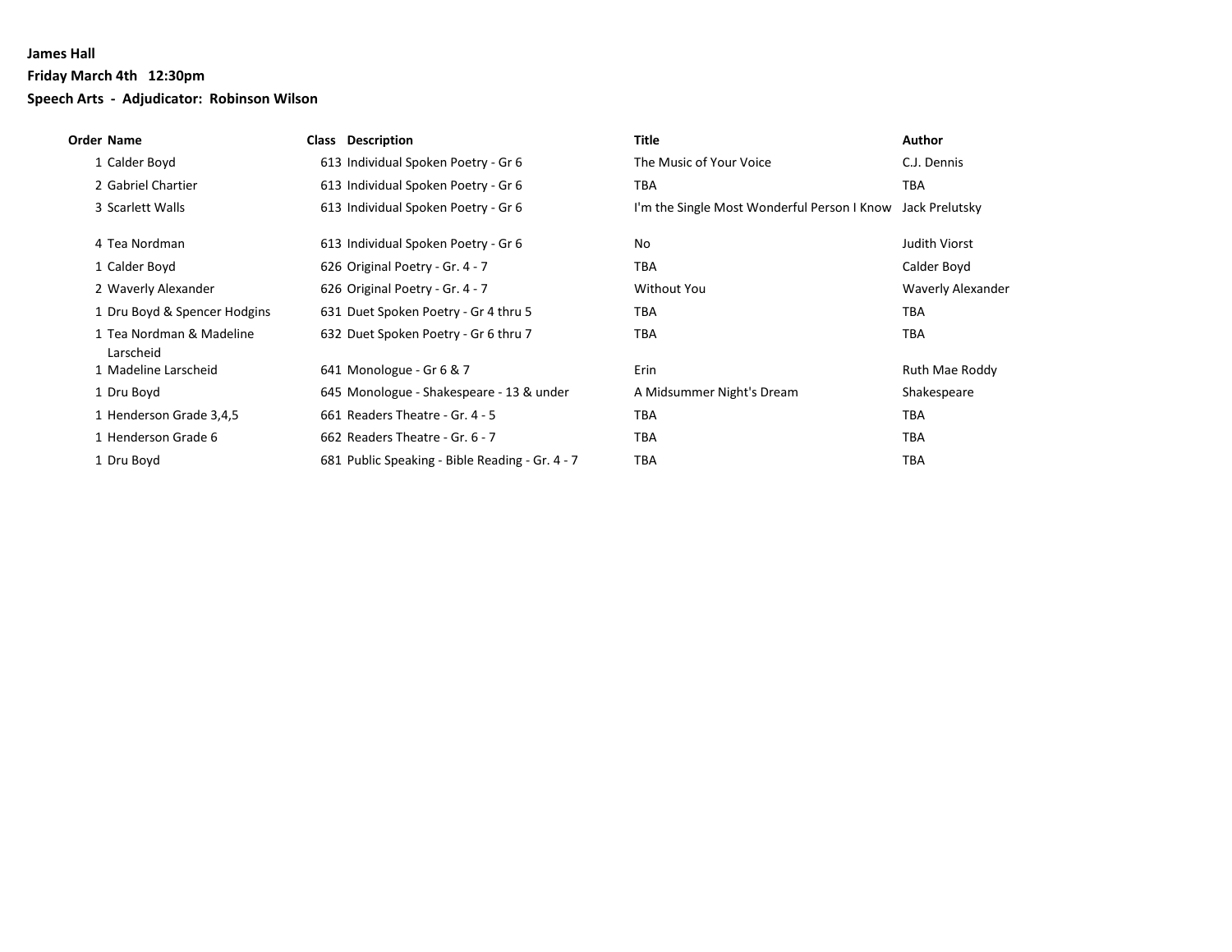**James Hall**

**Friday March 4th 12:30pm**

**Speech Arts - Adjudicator: Robinson Wilson**

| Order | Name | Class | Description | Title | Author |
|---|---|---|---|---|---|
| 1 | Calder Boyd | 613 | Individual Spoken Poetry - Gr 6 | The Music of Your Voice | C.J. Dennis |
| 2 | Gabriel Chartier | 613 | Individual Spoken Poetry - Gr 6 | TBA | TBA |
| 3 | Scarlett Walls | 613 | Individual Spoken Poetry - Gr 6 | I'm the Single Most Wonderful Person I Know | Jack Prelutsky |
| 4 | Tea Nordman | 613 | Individual Spoken Poetry - Gr 6 | No | Judith Viorst |
| 1 | Calder Boyd | 626 | Original Poetry - Gr. 4 - 7 | TBA | Calder Boyd |
| 2 | Waverly Alexander | 626 | Original Poetry - Gr. 4 - 7 | Without You | Waverly Alexander |
| 1 | Dru Boyd & Spencer Hodgins | 631 | Duet Spoken Poetry - Gr 4 thru 5 | TBA | TBA |
| 1 | Tea Nordman & Madeline Larscheid | 632 | Duet Spoken Poetry - Gr 6 thru 7 | TBA | TBA |
| 1 | Madeline Larscheid | 641 | Monologue - Gr 6 & 7 | Erin | Ruth Mae Roddy |
| 1 | Dru Boyd | 645 | Monologue - Shakespeare - 13 & under | A Midsummer Night's Dream | Shakespeare |
| 1 | Henderson Grade 3,4,5 | 661 | Readers Theatre - Gr. 4 - 5 | TBA | TBA |
| 1 | Henderson Grade 6 | 662 | Readers Theatre - Gr. 6 - 7 | TBA | TBA |
| 1 | Dru Boyd | 681 | Public Speaking - Bible Reading - Gr. 4 - 7 | TBA | TBA |